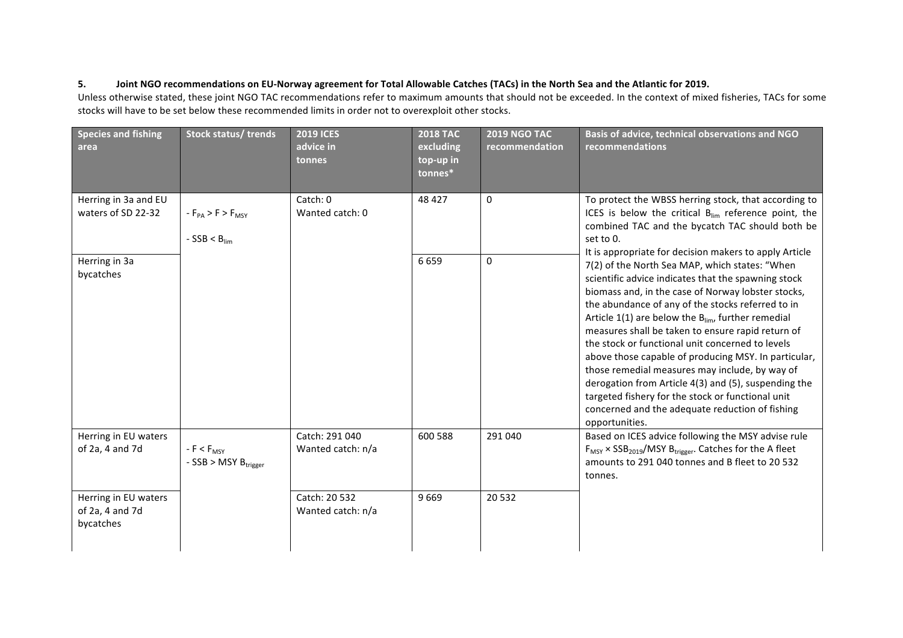## 5. Joint NGO recommendations on EU-Norway agreement for Total Allowable Catches (TACs) in the North Sea and the Atlantic for 2019.

Unless otherwise stated, these joint NGO TAC recommendations refer to maximum amounts that should not be exceeded. In the context of mixed fisheries, TACs for some stocks will have to be set below these recommended limits in order not to overexploit other stocks.

| Species and fishing area | Stock status/ trends | 2019 ICES advice in tonnes | 2018 TAC excluding top-up in tonnes* | 2019 NGO TAC recommendation | Basis of advice, technical observations and NGO recommendations |
|---|---|---|---|---|---|
| Herring in 3a and EU waters of SD 22-32 | - $F_{PA} > F > F_{MSY}$<br>- $SSB < B_{lim}$ | Catch: 0<br>Wanted catch: 0 | 48 427 | 0 | To protect the WBSS herring stock, that according to ICES is below the critical $B_{lim}$ reference point, the combined TAC and the bycatch TAC should both be set to 0.<br>It is appropriate for decision makers to apply Article 7(2) of the North Sea MAP, which states: "When scientific advice indicates that the spawning stock biomass and, in the case of Norway lobster stocks, the abundance of any of the stocks referred to in Article 1(1) are below the $B_{lim}$, further remedial measures shall be taken to ensure rapid return of the stock or functional unit concerned to levels above those capable of producing MSY. In particular, those remedial measures may include, by way of derogation from Article 4(3) and (5), suspending the targeted fishery for the stock or functional unit concerned and the adequate reduction of fishing opportunities. |
| Herring in 3a bycatches | | | 6 659 | 0 | |
| Herring in EU waters of 2a, 4 and 7d | - $F < F_{MSY}$<br>- $SSB > MSY\ B_{trigger}$ | Catch: 291 040<br>Wanted catch: n/a | 600 588 | 291 040 | Based on ICES advice following the MSY advise rule $F_{MSY} \times SSB_{2019}/MSY\ B_{trigger}$. Catches for the A fleet amounts to 291 040 tonnes and B fleet to 20 532 tonnes. |
| Herring in EU waters of 2a, 4 and 7d bycatches | | Catch: 20 532<br>Wanted catch: n/a | 9 669 | 20 532 | |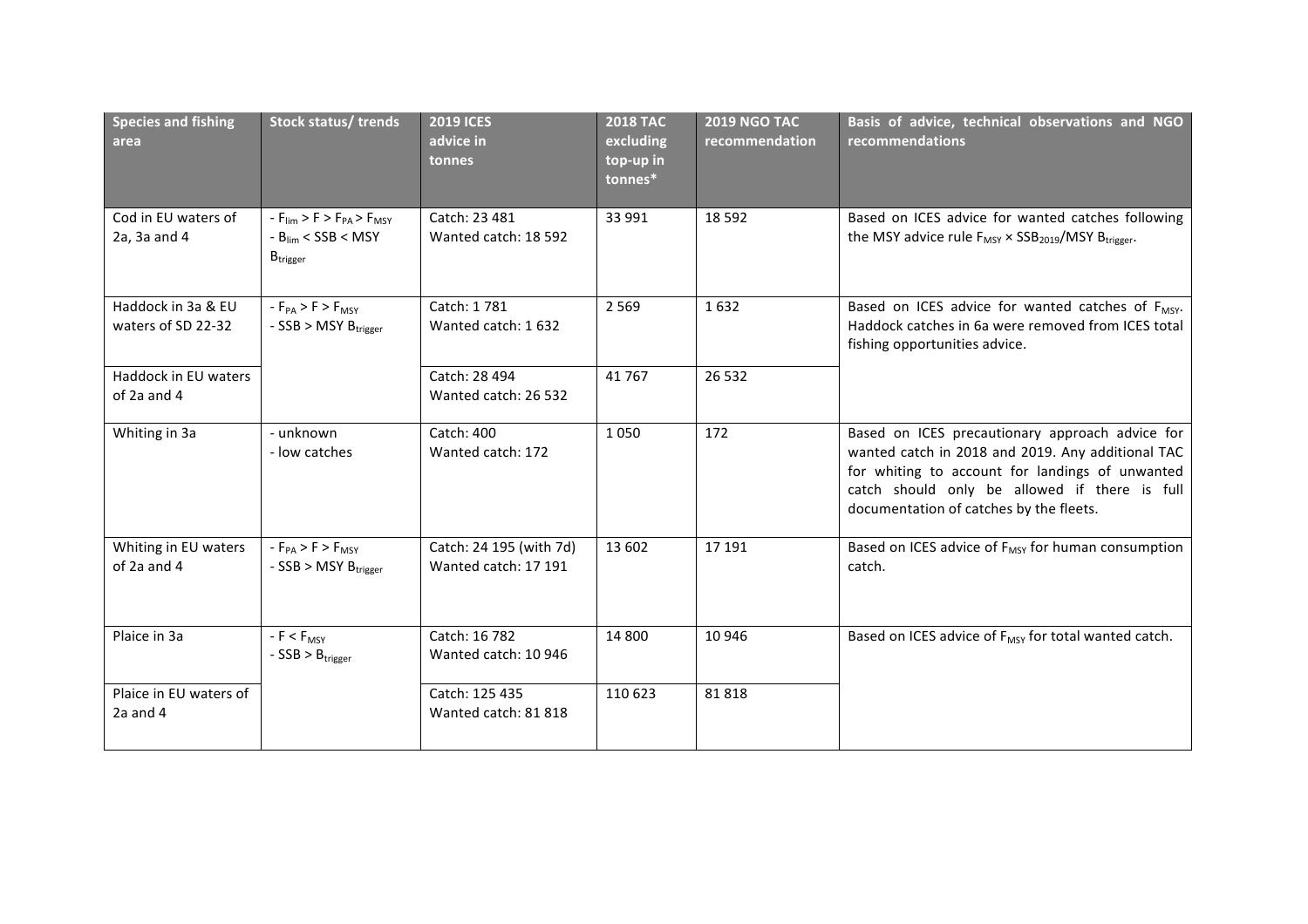| Species and fishing area | Stock status/ trends | 2019 ICES advice in tonnes | 2018 TAC excluding top-up in tonnes* | 2019 NGO TAC recommendation | Basis of advice, technical observations and NGO recommendations |
|---|---|---|---|---|---|
| Cod in EU waters of 2a, 3a and 4 | - $F_{lim} > F > F_{PA} > F_{MSY}$<br>- $B_{lim} < SSB < MSY\ B_{trigger}$ | Catch: 23 481<br>Wanted catch: 18 592 | 33 991 | 18 592 | Based on ICES advice for wanted catches following the MSY advice rule $F_{MSY} \times SSB_{2019}/MSY\ B_{trigger}$. |
| Haddock in 3a & EU waters of SD 22-32 | - $F_{PA} > F > F_{MSY}$<br>- $SSB > MSY\ B_{trigger}$ | Catch: 1 781<br>Wanted catch: 1 632 | 2 569 | 1 632 | Based on ICES advice for wanted catches of $F_{MSY}$. Haddock catches in 6a were removed from ICES total fishing opportunities advice. |
| Haddock in EU waters of 2a and 4 | | Catch: 28 494<br>Wanted catch: 26 532 | 41 767 | 26 532 | |
| Whiting in 3a | - unknown<br>- low catches | Catch: 400<br>Wanted catch: 172 | 1 050 | 172 | Based on ICES precautionary approach advice for wanted catch in 2018 and 2019. Any additional TAC for whiting to account for landings of unwanted catch should only be allowed if there is full documentation of catches by the fleets. |
| Whiting in EU waters of 2a and 4 | - $F_{PA} > F > F_{MSY}$<br>- $SSB > MSY\ B_{trigger}$ | Catch: 24 195 (with 7d)<br>Wanted catch: 17 191 | 13 602 | 17 191 | Based on ICES advice of $F_{MSY}$ for human consumption catch. |
| Plaice in 3a | - $F < F_{MSY}$<br>- $SSB > B_{trigger}$ | Catch: 16 782<br>Wanted catch: 10 946 | 14 800 | 10 946 | Based on ICES advice of $F_{MSY}$ for total wanted catch. |
| Plaice in EU waters of 2a and 4 | | Catch: 125 435<br>Wanted catch: 81 818 | 110 623 | 81 818 | |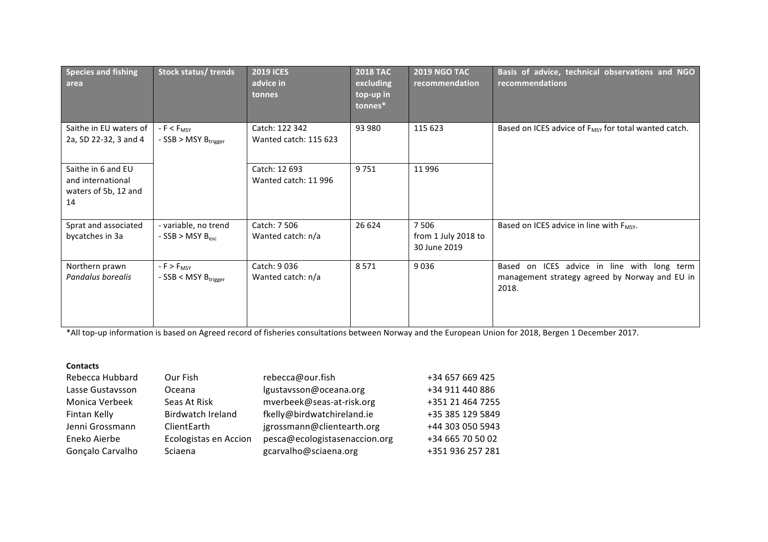| Species and fishing area | Stock status/ trends | 2019 ICES advice in tonnes | 2018 TAC excluding top-up in tonnes* | 2019 NGO TAC recommendation | Basis of advice, technical observations and NGO recommendations |
|---|---|---|---|---|---|
| Saithe in EU waters of 2a, SD 22-32, 3 and 4 | - $F < F_{MSY}$<br>- $SSB > MSY\ B_{trigger}$ | Catch: 122 342<br>Wanted catch: 115 623 | 93 980 | 115 623 | Based on ICES advice of $F_{MSY}$ for total wanted catch. |
| Saithe in 6 and EU and international waters of 5b, 12 and 14 | | Catch: 12 693<br>Wanted catch: 11 996 | 9 751 | 11 996 | |
| Sprat and associated bycatches in 3a | - variable, no trend<br>- $SSB > MSY\ B_{esc}$ | Catch: 7 506<br>Wanted catch: n/a | 26 624 | 7 506<br>from 1 July 2018 to 30 June 2019 | Based on ICES advice in line with $F_{MSY}$. |
| Northern prawn *Pandalus borealis* | - $F > F_{MSY}$<br>- $SSB < MSY\ B_{trigger}$ | Catch: 9 036<br>Wanted catch: n/a | 8 571 | 9 036 | Based on ICES advice in line with long term management strategy agreed by Norway and EU in 2018. |

*All top-up information is based on Agreed record of fisheries consultations between Norway and the European Union for 2018, Bergen 1 December 2017.

**Contacts**

| | | | |
|---|---|---|---|
| Rebecca Hubbard | Our Fish | rebecca@our.fish | +34 657 669 425 |
| Lasse Gustavsson | Oceana | lgustavsson@oceana.org | +34 911 440 886 |
| Monica Verbeek | Seas At Risk | mverbeek@seas-at-risk.org | +351 21 464 7255 |
| Fintan Kelly | Birdwatch Ireland | fkelly@birdwatchireland.ie | +35 385 129 5849 |
| Jenni Grossmann | ClientEarth | jgrossmann@clientearth.org | +44 303 050 5943 |
| Eneko Aierbe | Ecologistas en Accion | pesca@ecologistasenaccion.org | +34 665 70 50 02 |
| Gonçalo Carvalho | Sciaena | gcarvalho@sciaena.org | +351 936 257 281 |